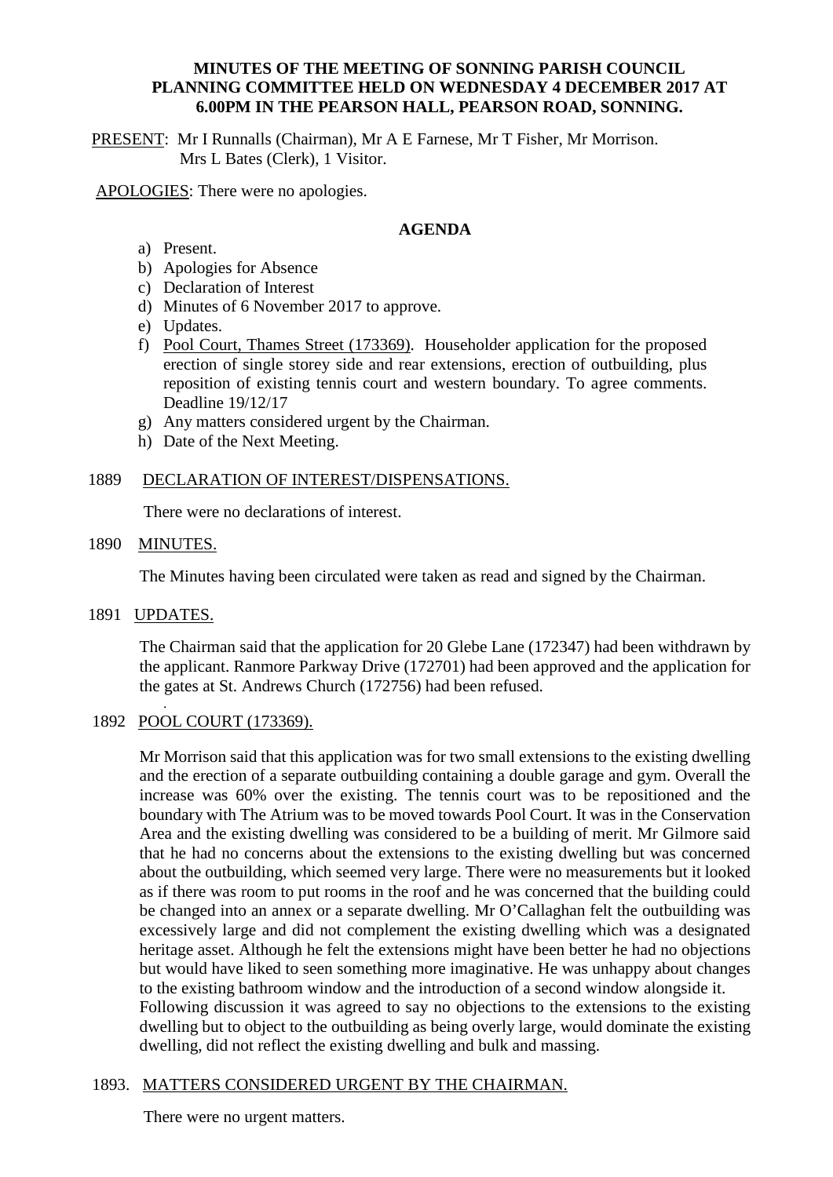**MINUTES OF THE MEETING OF SONNING PARISH COUNCIL PLANNING COMMITTEE HELD ON WEDNESDAY 4 DECEMBER 2017 AT 6.00PM IN THE PEARSON HALL, PEARSON ROAD, SONNING.**

PRESENT: Mr I Runnalls (Chairman), Mr A E Farnese, Mr T Fisher, Mr Morrison. Mrs L Bates (Clerk), 1 Visitor.

APOLOGIES: There were no apologies.

**AGENDA**

a) Present.
b) Apologies for Absence
c) Declaration of Interest
d) Minutes of 6 November 2017 to approve.
e) Updates.
f) Pool Court, Thames Street (173369). Householder application for the proposed erection of single storey side and rear extensions, erection of outbuilding, plus reposition of existing tennis court and western boundary. To agree comments. Deadline 19/12/17
g) Any matters considered urgent by the Chairman.
h) Date of the Next Meeting.

1889 DECLARATION OF INTEREST/DISPENSATIONS.

There were no declarations of interest.

1890 MINUTES.

The Minutes having been circulated were taken as read and signed by the Chairman.

1891 UPDATES.

The Chairman said that the application for 20 Glebe Lane (172347) had been withdrawn by the applicant. Ranmore Parkway Drive (172701) had been approved and the application for the gates at St. Andrews Church (172756) had been refused.

1892 POOL COURT (173369).

Mr Morrison said that this application was for two small extensions to the existing dwelling and the erection of a separate outbuilding containing a double garage and gym. Overall the increase was 60% over the existing. The tennis court was to be repositioned and the boundary with The Atrium was to be moved towards Pool Court. It was in the Conservation Area and the existing dwelling was considered to be a building of merit. Mr Gilmore said that he had no concerns about the extensions to the existing dwelling but was concerned about the outbuilding, which seemed very large. There were no measurements but it looked as if there was room to put rooms in the roof and he was concerned that the building could be changed into an annex or a separate dwelling. Mr O'Callaghan felt the outbuilding was excessively large and did not complement the existing dwelling which was a designated heritage asset. Although he felt the extensions might have been better he had no objections but would have liked to seen something more imaginative. He was unhappy about changes to the existing bathroom window and the introduction of a second window alongside it.
Following discussion it was agreed to say no objections to the extensions to the existing dwelling but to object to the outbuilding as being overly large, would dominate the existing dwelling, did not reflect the existing dwelling and bulk and massing.

1893. MATTERS CONSIDERED URGENT BY THE CHAIRMAN.

There were no urgent matters.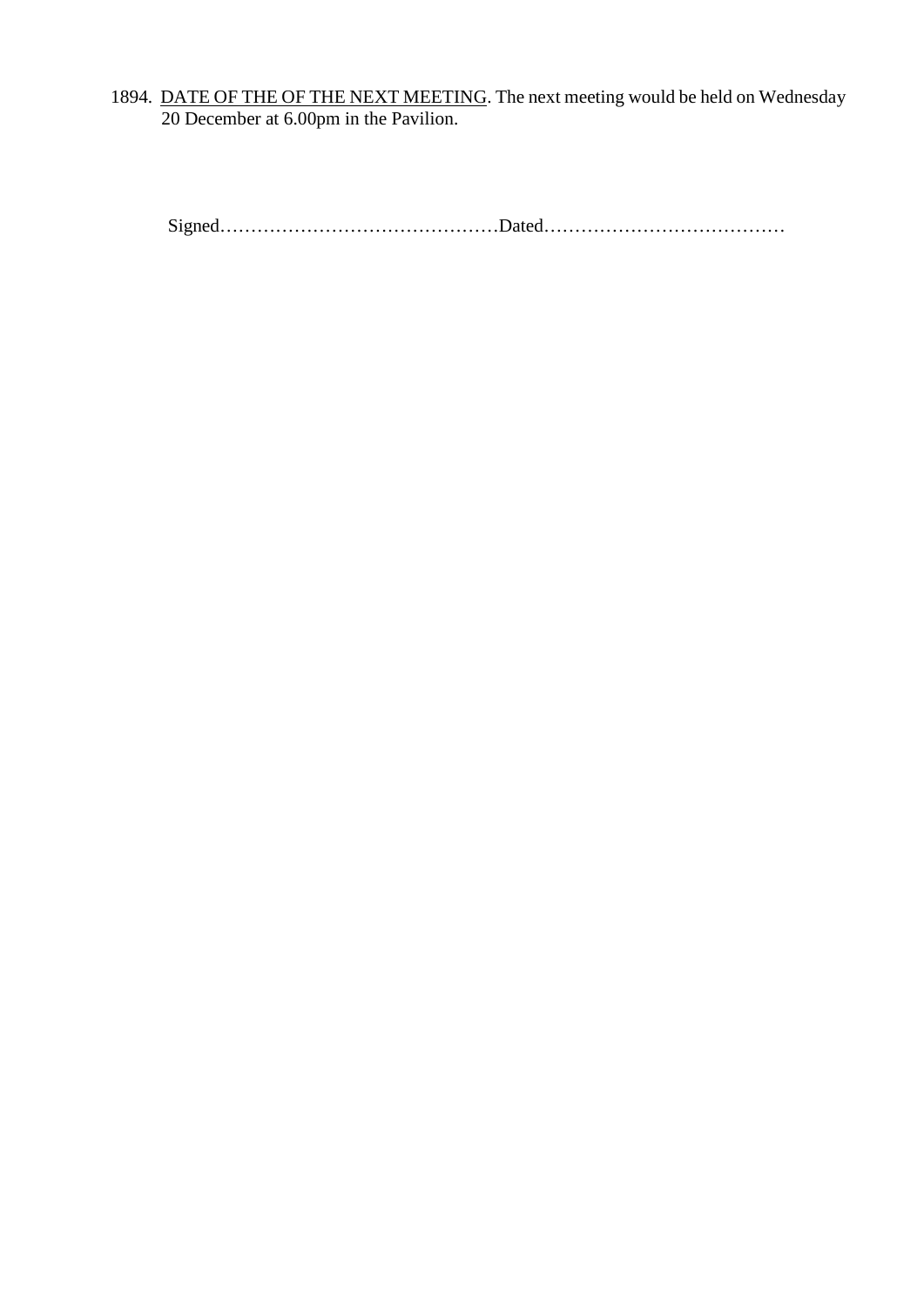1894. <u>DATE OF THE OF THE NEXT MEETING</u>. The next meeting would be held on Wednesday 20 December at 6.00pm in the Pavilion.

Signed………………………………………Dated…………………………………